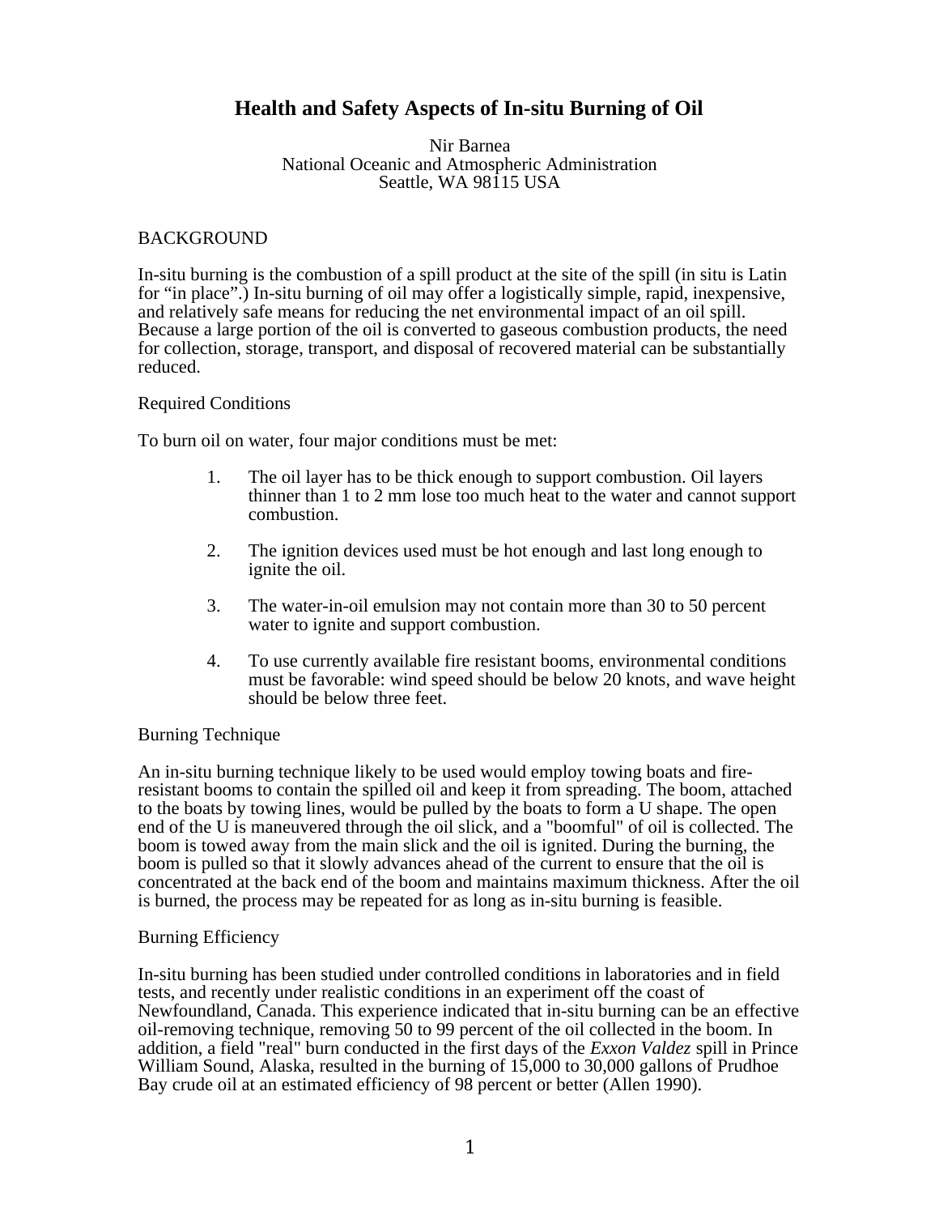# Health and Safety Aspects of In-situ Burning of Oil

Nir Barnea
National Oceanic and Atmospheric Administration
Seattle, WA 98115 USA

## BACKGROUND

In-situ burning is the combustion of a spill product at the site of the spill (in situ is Latin for "in place".) In-situ burning of oil may offer a logistically simple, rapid, inexpensive, and relatively safe means for reducing the net environmental impact of an oil spill. Because a large portion of the oil is converted to gaseous combustion products, the need for collection, storage, transport, and disposal of recovered material can be substantially reduced.

### Required Conditions

To burn oil on water, four major conditions must be met:

1. The oil layer has to be thick enough to support combustion. Oil layers thinner than 1 to 2 mm lose too much heat to the water and cannot support combustion.

2. The ignition devices used must be hot enough and last long enough to ignite the oil.

3. The water-in-oil emulsion may not contain more than 30 to 50 percent water to ignite and support combustion.

4. To use currently available fire resistant booms, environmental conditions must be favorable: wind speed should be below 20 knots, and wave height should be below three feet.

### Burning Technique

An in-situ burning technique likely to be used would employ towing boats and fire-resistant booms to contain the spilled oil and keep it from spreading. The boom, attached to the boats by towing lines, would be pulled by the boats to form a U shape. The open end of the U is maneuvered through the oil slick, and a "boomful" of oil is collected. The boom is towed away from the main slick and the oil is ignited. During the burning, the boom is pulled so that it slowly advances ahead of the current to ensure that the oil is concentrated at the back end of the boom and maintains maximum thickness. After the oil is burned, the process may be repeated for as long as in-situ burning is feasible.

### Burning Efficiency

In-situ burning has been studied under controlled conditions in laboratories and in field tests, and recently under realistic conditions in an experiment off the coast of Newfoundland, Canada. This experience indicated that in-situ burning can be an effective oil-removing technique, removing 50 to 99 percent of the oil collected in the boom. In addition, a field "real" burn conducted in the first days of the *Exxon Valdez* spill in Prince William Sound, Alaska, resulted in the burning of 15,000 to 30,000 gallons of Prudhoe Bay crude oil at an estimated efficiency of 98 percent or better (Allen 1990).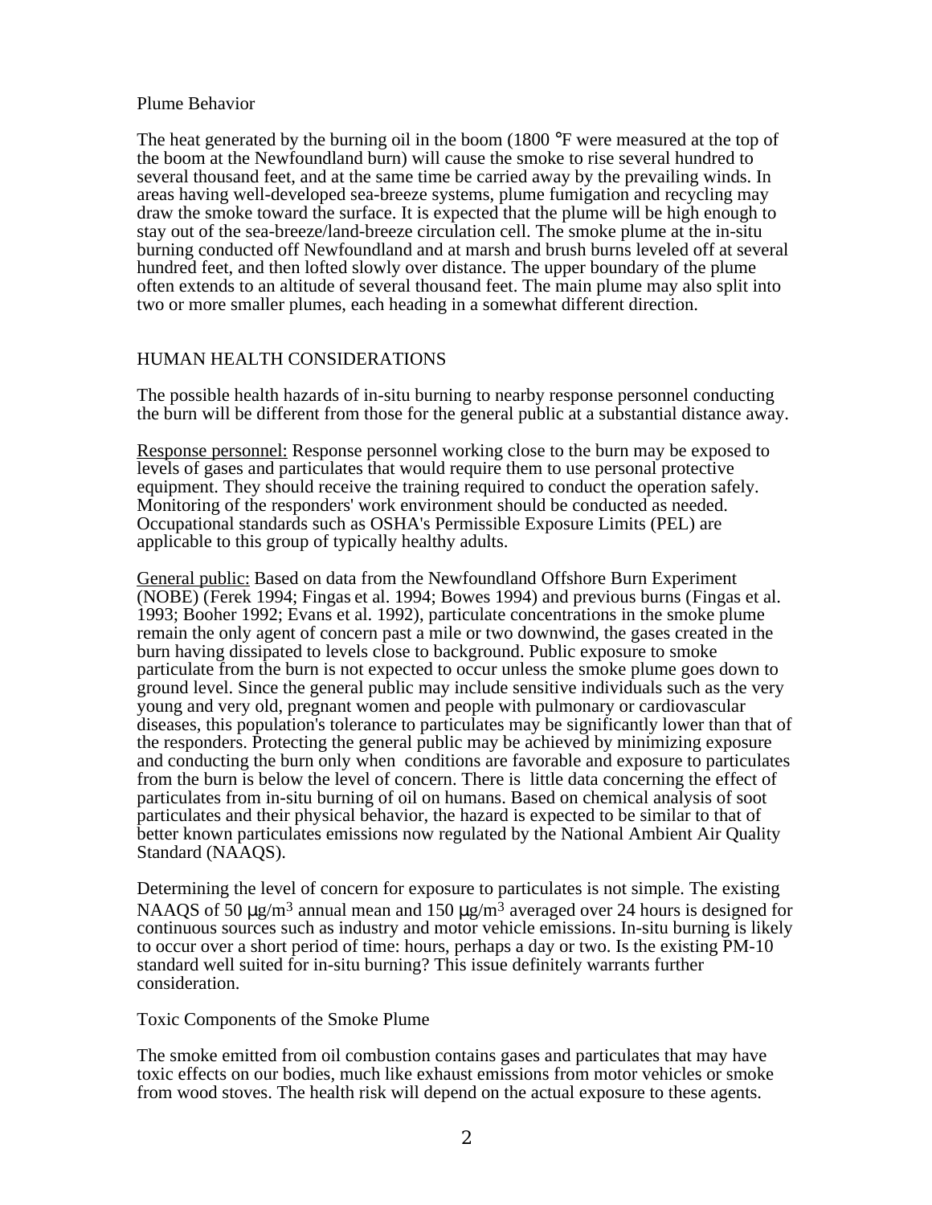### Plume Behavior

The heat generated by the burning oil in the boom (1800 °F were measured at the top of the boom at the Newfoundland burn) will cause the smoke to rise several hundred to several thousand feet, and at the same time be carried away by the prevailing winds. In areas having well-developed sea-breeze systems, plume fumigation and recycling may draw the smoke toward the surface. It is expected that the plume will be high enough to stay out of the sea-breeze/land-breeze circulation cell. The smoke plume at the in-situ burning conducted off Newfoundland and at marsh and brush burns leveled off at several hundred feet, and then lofted slowly over distance. The upper boundary of the plume often extends to an altitude of several thousand feet. The main plume may also split into two or more smaller plumes, each heading in a somewhat different direction.

## HUMAN HEALTH CONSIDERATIONS

The possible health hazards of in-situ burning to nearby response personnel conducting the burn will be different from those for the general public at a substantial distance away.

Response personnel: Response personnel working close to the burn may be exposed to levels of gases and particulates that would require them to use personal protective equipment. They should receive the training required to conduct the operation safely. Monitoring of the responders' work environment should be conducted as needed. Occupational standards such as OSHA's Permissible Exposure Limits (PEL) are applicable to this group of typically healthy adults.

General public: Based on data from the Newfoundland Offshore Burn Experiment (NOBE) (Ferek 1994; Fingas et al. 1994; Bowes 1994) and previous burns (Fingas et al. 1993; Booher 1992; Evans et al. 1992), particulate concentrations in the smoke plume remain the only agent of concern past a mile or two downwind, the gases created in the burn having dissipated to levels close to background. Public exposure to smoke particulate from the burn is not expected to occur unless the smoke plume goes down to ground level. Since the general public may include sensitive individuals such as the very young and very old, pregnant women and people with pulmonary or cardiovascular diseases, this population's tolerance to particulates may be significantly lower than that of the responders. Protecting the general public may be achieved by minimizing exposure and conducting the burn only when conditions are favorable and exposure to particulates from the burn is below the level of concern. There is little data concerning the effect of particulates from in-situ burning of oil on humans. Based on chemical analysis of soot particulates and their physical behavior, the hazard is expected to be similar to that of better known particulates emissions now regulated by the National Ambient Air Quality Standard (NAAQS).

Determining the level of concern for exposure to particulates is not simple. The existing NAAQS of 50 $\mu g/m^3$ annual mean and 150 $\mu g/m^3$ averaged over 24 hours is designed for continuous sources such as industry and motor vehicle emissions. In-situ burning is likely to occur over a short period of time: hours, perhaps a day or two. Is the existing PM-10 standard well suited for in-situ burning? This issue definitely warrants further consideration.

### Toxic Components of the Smoke Plume

The smoke emitted from oil combustion contains gases and particulates that may have toxic effects on our bodies, much like exhaust emissions from motor vehicles or smoke from wood stoves. The health risk will depend on the actual exposure to these agents.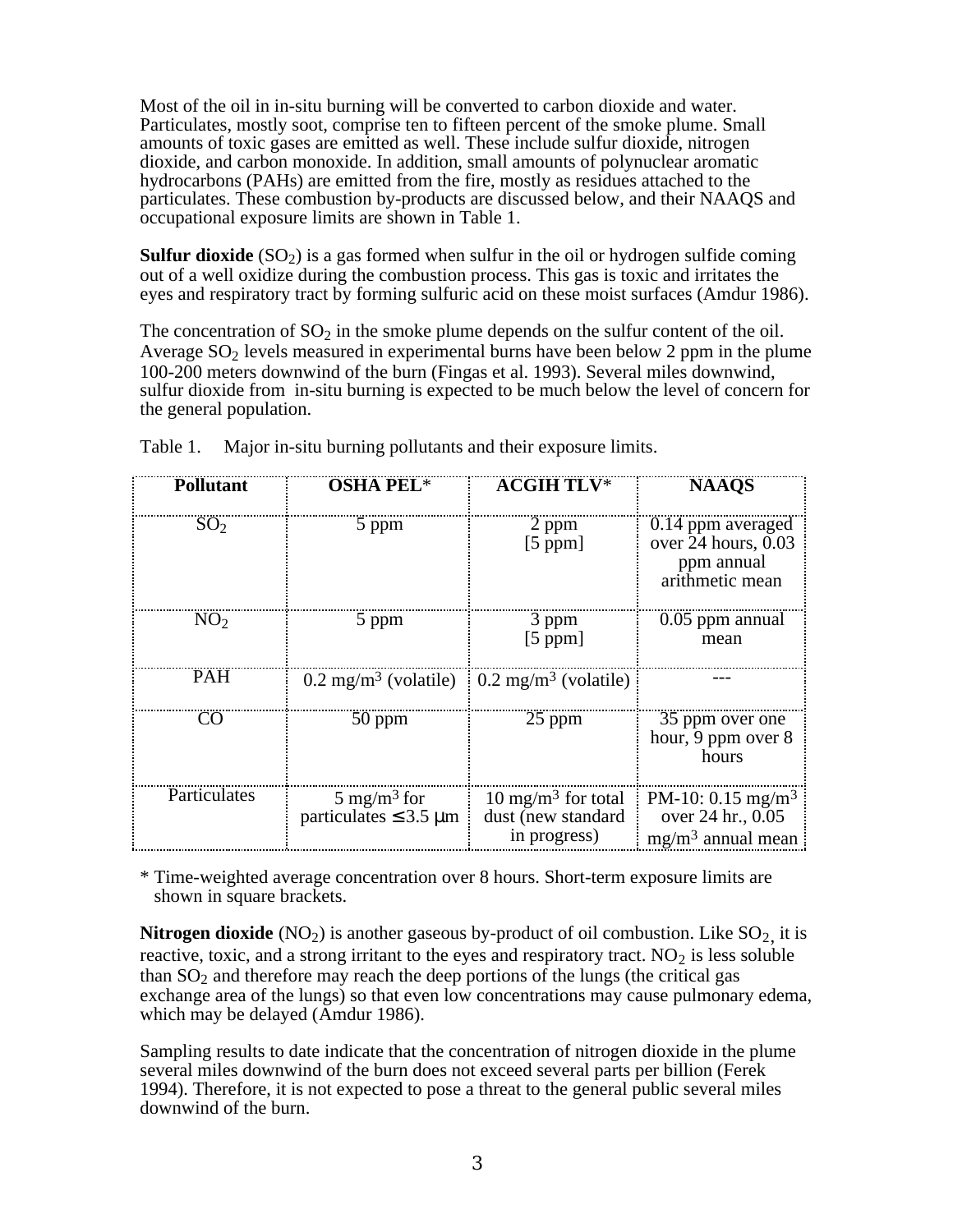Most of the oil in in-situ burning will be converted to carbon dioxide and water. Particulates, mostly soot, comprise ten to fifteen percent of the smoke plume. Small amounts of toxic gases are emitted as well. These include sulfur dioxide, nitrogen dioxide, and carbon monoxide. In addition, small amounts of polynuclear aromatic hydrocarbons (PAHs) are emitted from the fire, mostly as residues attached to the particulates. These combustion by-products are discussed below, and their NAAQS and occupational exposure limits are shown in Table 1.

**Sulfur dioxide** ($SO_2$) is a gas formed when sulfur in the oil or hydrogen sulfide coming out of a well oxidize during the combustion process. This gas is toxic and irritates the eyes and respiratory tract by forming sulfuric acid on these moist surfaces (Amdur 1986).

The concentration of $SO_2$ in the smoke plume depends on the sulfur content of the oil. Average $SO_2$ levels measured in experimental burns have been below 2 ppm in the plume 100-200 meters downwind of the burn (Fingas et al. 1993). Several miles downwind, sulfur dioxide from in-situ burning is expected to be much below the level of concern for the general population.

Table 1. Major in-situ burning pollutants and their exposure limits.

| Pollutant | OSHA PEL* | ACGIH TLV* | NAAQS |
|---|---|---|---|
| $SO_2$ | 5 ppm | 2 ppm [5 ppm] | 0.14 ppm averaged over 24 hours, 0.03 ppm annual arithmetic mean |
| $NO_2$ | 5 ppm | 3 ppm [5 ppm] | 0.05 ppm annual mean |
| PAH | 0.2 mg/m$^3$ (volatile) | 0.2 mg/m$^3$ (volatile) | --- |
| CO | 50 ppm | 25 ppm | 35 ppm over one hour, 9 ppm over 8 hours |
| Particulates | 5 mg/m$^3$ for particulates $\leq$ 3.5 μm | 10 mg/m$^3$ for total dust (new standard in progress) | PM-10: 0.15 mg/m$^3$ over 24 hr., 0.05 mg/m$^3$ annual mean |

\* Time-weighted average concentration over 8 hours. Short-term exposure limits are shown in square brackets.

**Nitrogen dioxide** ($NO_2$) is another gaseous by-product of oil combustion. Like $SO_2$, it is reactive, toxic, and a strong irritant to the eyes and respiratory tract. $NO_2$ is less soluble than $SO_2$ and therefore may reach the deep portions of the lungs (the critical gas exchange area of the lungs) so that even low concentrations may cause pulmonary edema, which may be delayed (Amdur 1986).

Sampling results to date indicate that the concentration of nitrogen dioxide in the plume several miles downwind of the burn does not exceed several parts per billion (Ferek 1994). Therefore, it is not expected to pose a threat to the general public several miles downwind of the burn.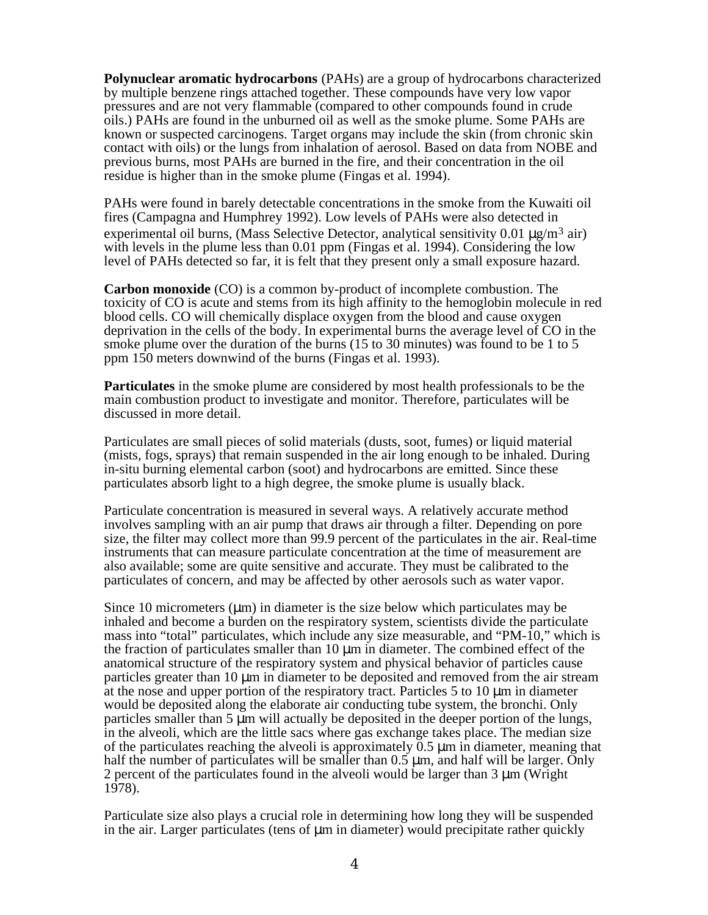**Polynuclear aromatic hydrocarbons** (PAHs) are a group of hydrocarbons characterized by multiple benzene rings attached together. These compounds have very low vapor pressures and are not very flammable (compared to other compounds found in crude oils.) PAHs are found in the unburned oil as well as the smoke plume. Some PAHs are known or suspected carcinogens. Target organs may include the skin (from chronic skin contact with oils) or the lungs from inhalation of aerosol. Based on data from NOBE and previous burns, most PAHs are burned in the fire, and their concentration in the oil residue is higher than in the smoke plume (Fingas et al. 1994).

PAHs were found in barely detectable concentrations in the smoke from the Kuwaiti oil fires (Campagna and Humphrey 1992). Low levels of PAHs were also detected in experimental oil burns, (Mass Selective Detector, analytical sensitivity 0.01 $\mu g/m^3$ air) with levels in the plume less than 0.01 ppm (Fingas et al. 1994). Considering the low level of PAHs detected so far, it is felt that they present only a small exposure hazard.

**Carbon monoxide** (CO) is a common by-product of incomplete combustion. The toxicity of CO is acute and stems from its high affinity to the hemoglobin molecule in red blood cells. CO will chemically displace oxygen from the blood and cause oxygen deprivation in the cells of the body. In experimental burns the average level of CO in the smoke plume over the duration of the burns (15 to 30 minutes) was found to be 1 to 5 ppm 150 meters downwind of the burns (Fingas et al. 1993).

**Particulates** in the smoke plume are considered by most health professionals to be the main combustion product to investigate and monitor. Therefore, particulates will be discussed in more detail.

Particulates are small pieces of solid materials (dusts, soot, fumes) or liquid material (mists, fogs, sprays) that remain suspended in the air long enough to be inhaled. During in-situ burning elemental carbon (soot) and hydrocarbons are emitted. Since these particulates absorb light to a high degree, the smoke plume is usually black.

Particulate concentration is measured in several ways. A relatively accurate method involves sampling with an air pump that draws air through a filter. Depending on pore size, the filter may collect more than 99.9 percent of the particulates in the air. Real-time instruments that can measure particulate concentration at the time of measurement are also available; some are quite sensitive and accurate. They must be calibrated to the particulates of concern, and may be affected by other aerosols such as water vapor.

Since 10 micrometers (μm) in diameter is the size below which particulates may be inhaled and become a burden on the respiratory system, scientists divide the particulate mass into "total" particulates, which include any size measurable, and "PM-10," which is the fraction of particulates smaller than 10 μm in diameter. The combined effect of the anatomical structure of the respiratory system and physical behavior of particles cause particles greater than 10 μm in diameter to be deposited and removed from the air stream at the nose and upper portion of the respiratory tract. Particles 5 to 10 μm in diameter would be deposited along the elaborate air conducting tube system, the bronchi. Only particles smaller than 5 μm will actually be deposited in the deeper portion of the lungs, in the alveoli, which are the little sacs where gas exchange takes place. The median size of the particulates reaching the alveoli is approximately 0.5 μm in diameter, meaning that half the number of particulates will be smaller than 0.5 μm, and half will be larger. Only 2 percent of the particulates found in the alveoli would be larger than 3 μm (Wright 1978).

Particulate size also plays a crucial role in determining how long they will be suspended in the air. Larger particulates (tens of μm in diameter) would precipitate rather quickly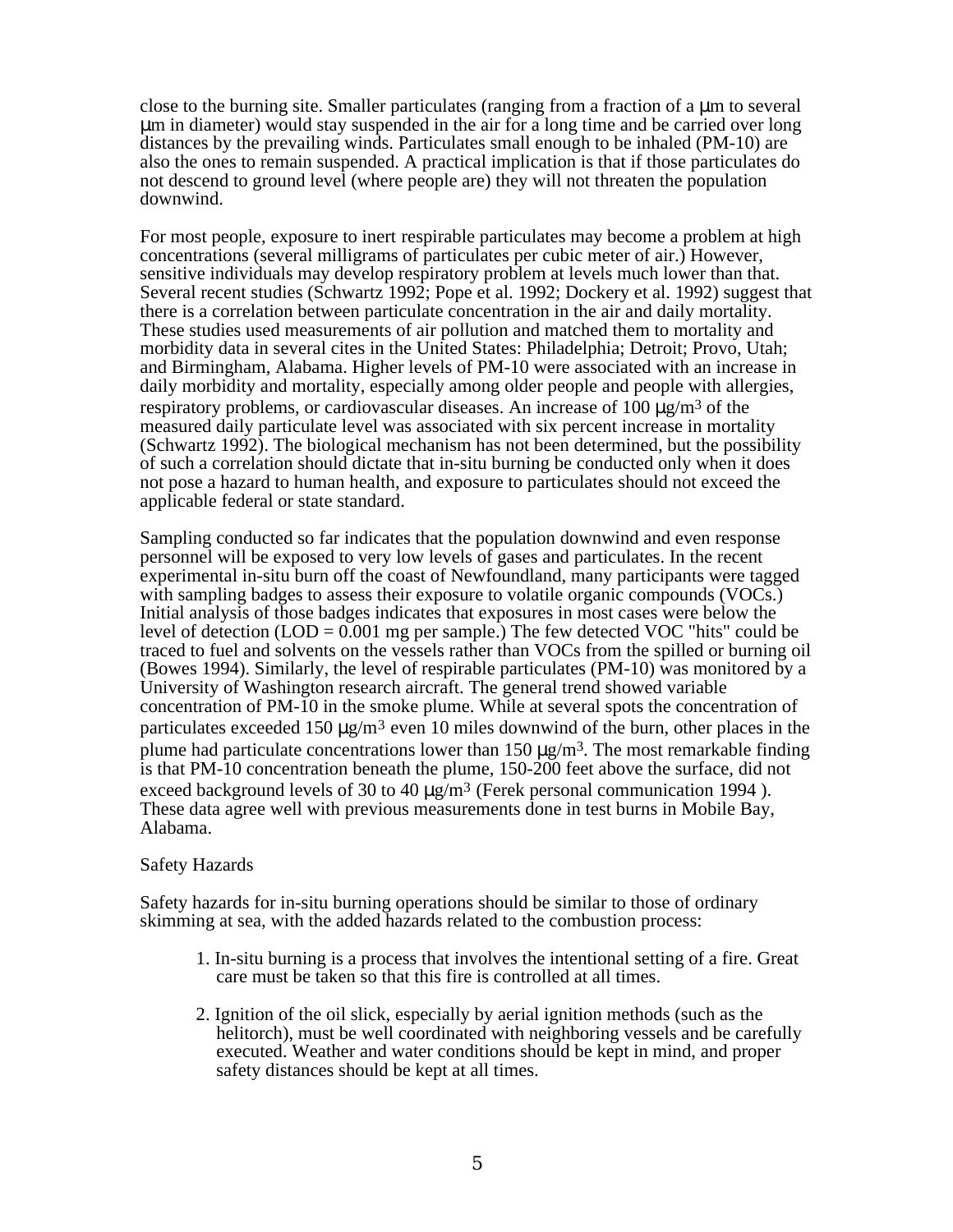close to the burning site. Smaller particulates (ranging from a fraction of a μm to several μm in diameter) would stay suspended in the air for a long time and be carried over long distances by the prevailing winds. Particulates small enough to be inhaled (PM-10) are also the ones to remain suspended. A practical implication is that if those particulates do not descend to ground level (where people are) they will not threaten the population downwind.

For most people, exposure to inert respirable particulates may become a problem at high concentrations (several milligrams of particulates per cubic meter of air.) However, sensitive individuals may develop respiratory problem at levels much lower than that. Several recent studies (Schwartz 1992; Pope et al. 1992; Dockery et al. 1992) suggest that there is a correlation between particulate concentration in the air and daily mortality. These studies used measurements of air pollution and matched them to mortality and morbidity data in several cites in the United States: Philadelphia; Detroit; Provo, Utah; and Birmingham, Alabama. Higher levels of PM-10 were associated with an increase in daily morbidity and mortality, especially among older people and people with allergies, respiratory problems, or cardiovascular diseases. An increase of 100 $\mu g/m^3$ of the measured daily particulate level was associated with six percent increase in mortality (Schwartz 1992). The biological mechanism has not been determined, but the possibility of such a correlation should dictate that in-situ burning be conducted only when it does not pose a hazard to human health, and exposure to particulates should not exceed the applicable federal or state standard.

Sampling conducted so far indicates that the population downwind and even response personnel will be exposed to very low levels of gases and particulates. In the recent experimental in-situ burn off the coast of Newfoundland, many participants were tagged with sampling badges to assess their exposure to volatile organic compounds (VOCs.) Initial analysis of those badges indicates that exposures in most cases were below the level of detection (LOD = 0.001 mg per sample.) The few detected VOC "hits" could be traced to fuel and solvents on the vessels rather than VOCs from the spilled or burning oil (Bowes 1994). Similarly, the level of respirable particulates (PM-10) was monitored by a University of Washington research aircraft. The general trend showed variable concentration of PM-10 in the smoke plume. While at several spots the concentration of particulates exceeded 150 $\mu g/m^3$ even 10 miles downwind of the burn, other places in the plume had particulate concentrations lower than 150 $\mu g/m^3$. The most remarkable finding is that PM-10 concentration beneath the plume, 150-200 feet above the surface, did not exceed background levels of 30 to 40 $\mu g/m^3$ (Ferek personal communication 1994 ). These data agree well with previous measurements done in test burns in Mobile Bay, Alabama.

Safety Hazards

Safety hazards for in-situ burning operations should be similar to those of ordinary skimming at sea, with the added hazards related to the combustion process:

1. In-situ burning is a process that involves the intentional setting of a fire. Great care must be taken so that this fire is controlled at all times.

2. Ignition of the oil slick, especially by aerial ignition methods (such as the helitorch), must be well coordinated with neighboring vessels and be carefully executed. Weather and water conditions should be kept in mind, and proper safety distances should be kept at all times.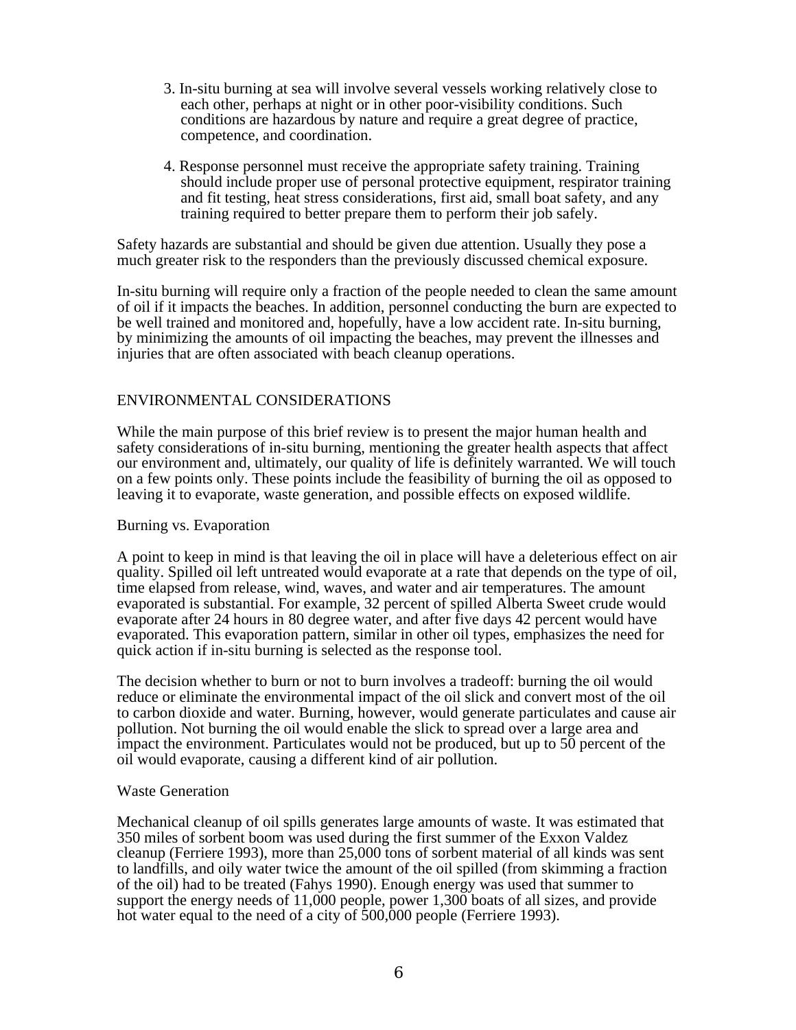3. In-situ burning at sea will involve several vessels working relatively close to each other, perhaps at night or in other poor-visibility conditions. Such conditions are hazardous by nature and require a great degree of practice, competence, and coordination.

4. Response personnel must receive the appropriate safety training. Training should include proper use of personal protective equipment, respirator training and fit testing, heat stress considerations, first aid, small boat safety, and any training required to better prepare them to perform their job safely.

Safety hazards are substantial and should be given due attention. Usually they pose a much greater risk to the responders than the previously discussed chemical exposure.

In-situ burning will require only a fraction of the people needed to clean the same amount of oil if it impacts the beaches. In addition, personnel conducting the burn are expected to be well trained and monitored and, hopefully, have a low accident rate. In-situ burning, by minimizing the amounts of oil impacting the beaches, may prevent the illnesses and injuries that are often associated with beach cleanup operations.

## ENVIRONMENTAL CONSIDERATIONS

While the main purpose of this brief review is to present the major human health and safety considerations of in-situ burning, mentioning the greater health aspects that affect our environment and, ultimately, our quality of life is definitely warranted. We will touch on a few points only. These points include the feasibility of burning the oil as opposed to leaving it to evaporate, waste generation, and possible effects on exposed wildlife.

### Burning vs. Evaporation

A point to keep in mind is that leaving the oil in place will have a deleterious effect on air quality. Spilled oil left untreated would evaporate at a rate that depends on the type of oil, time elapsed from release, wind, waves, and water and air temperatures. The amount evaporated is substantial. For example, 32 percent of spilled Alberta Sweet crude would evaporate after 24 hours in 80 degree water, and after five days 42 percent would have evaporated. This evaporation pattern, similar in other oil types, emphasizes the need for quick action if in-situ burning is selected as the response tool.

The decision whether to burn or not to burn involves a tradeoff: burning the oil would reduce or eliminate the environmental impact of the oil slick and convert most of the oil to carbon dioxide and water. Burning, however, would generate particulates and cause air pollution. Not burning the oil would enable the slick to spread over a large area and impact the environment. Particulates would not be produced, but up to 50 percent of the oil would evaporate, causing a different kind of air pollution.

### Waste Generation

Mechanical cleanup of oil spills generates large amounts of waste. It was estimated that 350 miles of sorbent boom was used during the first summer of the Exxon Valdez cleanup (Ferriere 1993), more than 25,000 tons of sorbent material of all kinds was sent to landfills, and oily water twice the amount of the oil spilled (from skimming a fraction of the oil) had to be treated (Fahys 1990). Enough energy was used that summer to support the energy needs of 11,000 people, power 1,300 boats of all sizes, and provide hot water equal to the need of a city of 500,000 people (Ferriere 1993).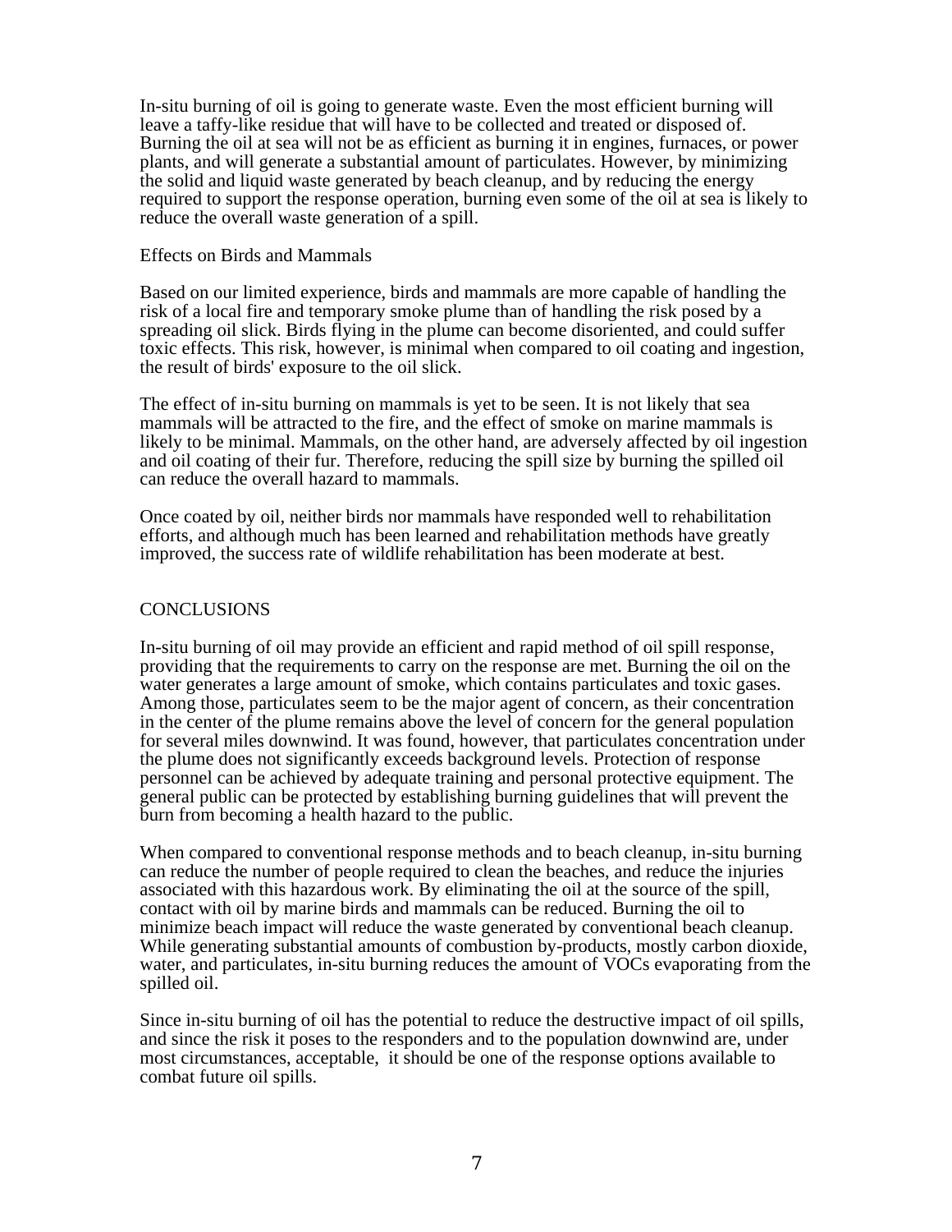In-situ burning of oil is going to generate waste. Even the most efficient burning will leave a taffy-like residue that will have to be collected and treated or disposed of. Burning the oil at sea will not be as efficient as burning it in engines, furnaces, or power plants, and will generate a substantial amount of particulates. However, by minimizing the solid and liquid waste generated by beach cleanup, and by reducing the energy required to support the response operation, burning even some of the oil at sea is likely to reduce the overall waste generation of a spill.

### Effects on Birds and Mammals

Based on our limited experience, birds and mammals are more capable of handling the risk of a local fire and temporary smoke plume than of handling the risk posed by a spreading oil slick. Birds flying in the plume can become disoriented, and could suffer toxic effects. This risk, however, is minimal when compared to oil coating and ingestion, the result of birds' exposure to the oil slick.

The effect of in-situ burning on mammals is yet to be seen. It is not likely that sea mammals will be attracted to the fire, and the effect of smoke on marine mammals is likely to be minimal. Mammals, on the other hand, are adversely affected by oil ingestion and oil coating of their fur. Therefore, reducing the spill size by burning the spilled oil can reduce the overall hazard to mammals.

Once coated by oil, neither birds nor mammals have responded well to rehabilitation efforts, and although much has been learned and rehabilitation methods have greatly improved, the success rate of wildlife rehabilitation has been moderate at best.

## CONCLUSIONS

In-situ burning of oil may provide an efficient and rapid method of oil spill response, providing that the requirements to carry on the response are met. Burning the oil on the water generates a large amount of smoke, which contains particulates and toxic gases. Among those, particulates seem to be the major agent of concern, as their concentration in the center of the plume remains above the level of concern for the general population for several miles downwind. It was found, however, that particulates concentration under the plume does not significantly exceeds background levels. Protection of response personnel can be achieved by adequate training and personal protective equipment. The general public can be protected by establishing burning guidelines that will prevent the burn from becoming a health hazard to the public.

When compared to conventional response methods and to beach cleanup, in-situ burning can reduce the number of people required to clean the beaches, and reduce the injuries associated with this hazardous work. By eliminating the oil at the source of the spill, contact with oil by marine birds and mammals can be reduced. Burning the oil to minimize beach impact will reduce the waste generated by conventional beach cleanup. While generating substantial amounts of combustion by-products, mostly carbon dioxide, water, and particulates, in-situ burning reduces the amount of VOCs evaporating from the spilled oil.

Since in-situ burning of oil has the potential to reduce the destructive impact of oil spills, and since the risk it poses to the responders and to the population downwind are, under most circumstances, acceptable, it should be one of the response options available to combat future oil spills.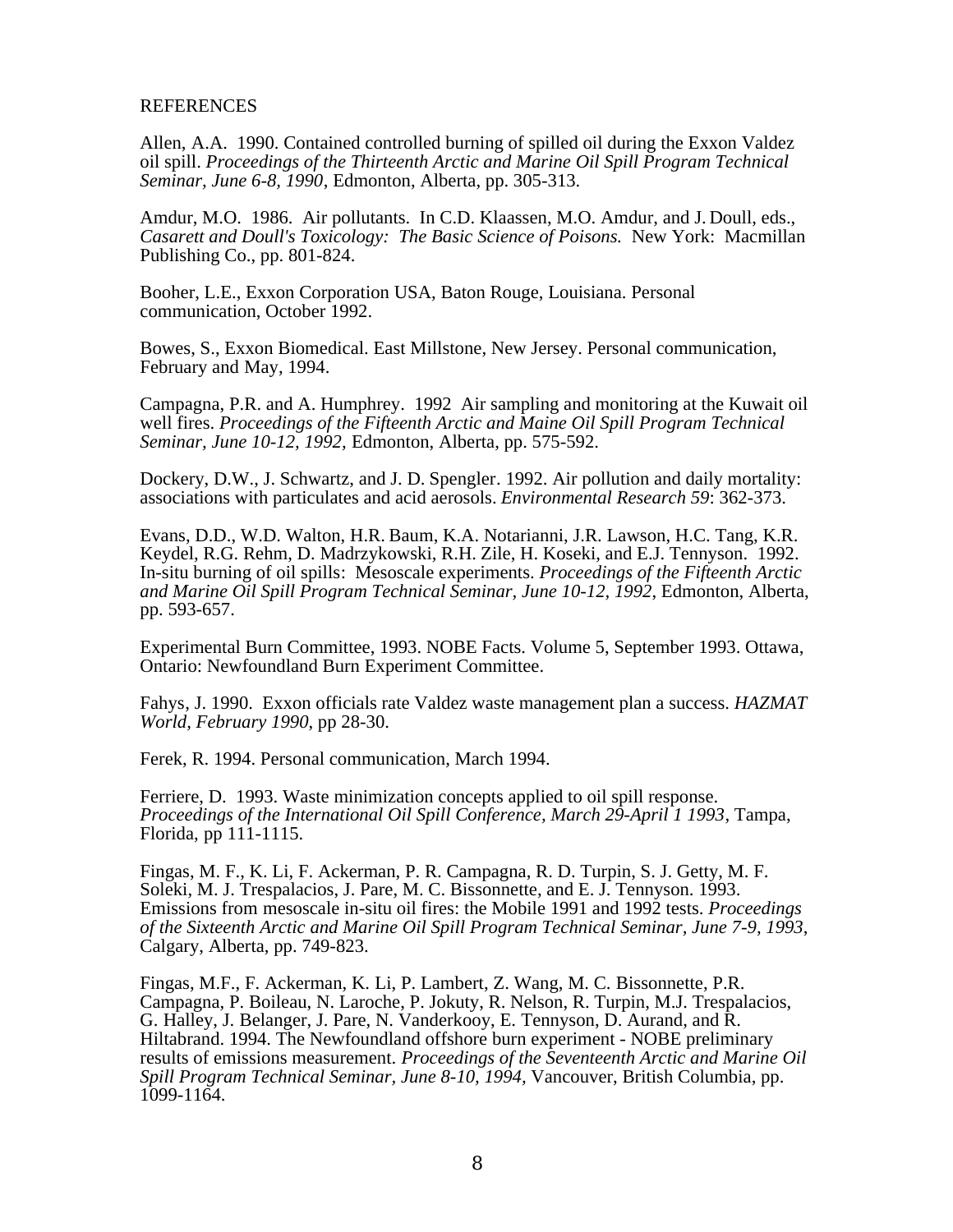REFERENCES

Allen, A.A. 1990. Contained controlled burning of spilled oil during the Exxon Valdez oil spill. *Proceedings of the Thirteenth Arctic and Marine Oil Spill Program Technical Seminar, June 6-8, 1990*, Edmonton, Alberta, pp. 305-313.

Amdur, M.O. 1986. Air pollutants. In C.D. Klaassen, M.O. Amdur, and J. Doull, eds., *Casarett and Doull's Toxicology: The Basic Science of Poisons.* New York: Macmillan Publishing Co., pp. 801-824.

Booher, L.E., Exxon Corporation USA, Baton Rouge, Louisiana. Personal communication, October 1992.

Bowes, S., Exxon Biomedical. East Millstone, New Jersey. Personal communication, February and May, 1994.

Campagna, P.R. and A. Humphrey. 1992 Air sampling and monitoring at the Kuwait oil well fires. *Proceedings of the Fifteenth Arctic and Maine Oil Spill Program Technical Seminar, June 10-12, 1992,* Edmonton, Alberta, pp. 575-592.

Dockery, D.W., J. Schwartz, and J. D. Spengler. 1992. Air pollution and daily mortality: associations with particulates and acid aerosols. *Environmental Research 59*: 362-373.

Evans, D.D., W.D. Walton, H.R. Baum, K.A. Notarianni, J.R. Lawson, H.C. Tang, K.R. Keydel, R.G. Rehm, D. Madrzykowski, R.H. Zile, H. Koseki, and E.J. Tennyson. 1992. In-situ burning of oil spills: Mesoscale experiments. *Proceedings of the Fifteenth Arctic and Marine Oil Spill Program Technical Seminar, June 10-12, 1992*, Edmonton, Alberta, pp. 593-657.

Experimental Burn Committee, 1993. NOBE Facts. Volume 5, September 1993. Ottawa, Ontario: Newfoundland Burn Experiment Committee.

Fahys, J. 1990. Exxon officials rate Valdez waste management plan a success. *HAZMAT World, February 1990*, pp 28-30.

Ferek, R. 1994. Personal communication, March 1994.

Ferriere, D. 1993. Waste minimization concepts applied to oil spill response. *Proceedings of the International Oil Spill Conference, March 29-April 1 1993*, Tampa, Florida, pp 111-1115.

Fingas, M. F., K. Li, F. Ackerman, P. R. Campagna, R. D. Turpin, S. J. Getty, M. F. Soleki, M. J. Trespalacios, J. Pare, M. C. Bissonnette, and E. J. Tennyson. 1993. Emissions from mesoscale in-situ oil fires: the Mobile 1991 and 1992 tests. *Proceedings of the Sixteenth Arctic and Marine Oil Spill Program Technical Seminar, June 7-9, 1993*, Calgary, Alberta, pp. 749-823.

Fingas, M.F., F. Ackerman, K. Li, P. Lambert, Z. Wang, M. C. Bissonnette, P.R. Campagna, P. Boileau, N. Laroche, P. Jokuty, R. Nelson, R. Turpin, M.J. Trespalacios, G. Halley, J. Belanger, J. Pare, N. Vanderkooy, E. Tennyson, D. Aurand, and R. Hiltabrand. 1994. The Newfoundland offshore burn experiment - NOBE preliminary results of emissions measurement. *Proceedings of the Seventeenth Arctic and Marine Oil Spill Program Technical Seminar, June 8-10, 1994,* Vancouver, British Columbia, pp. 1099-1164.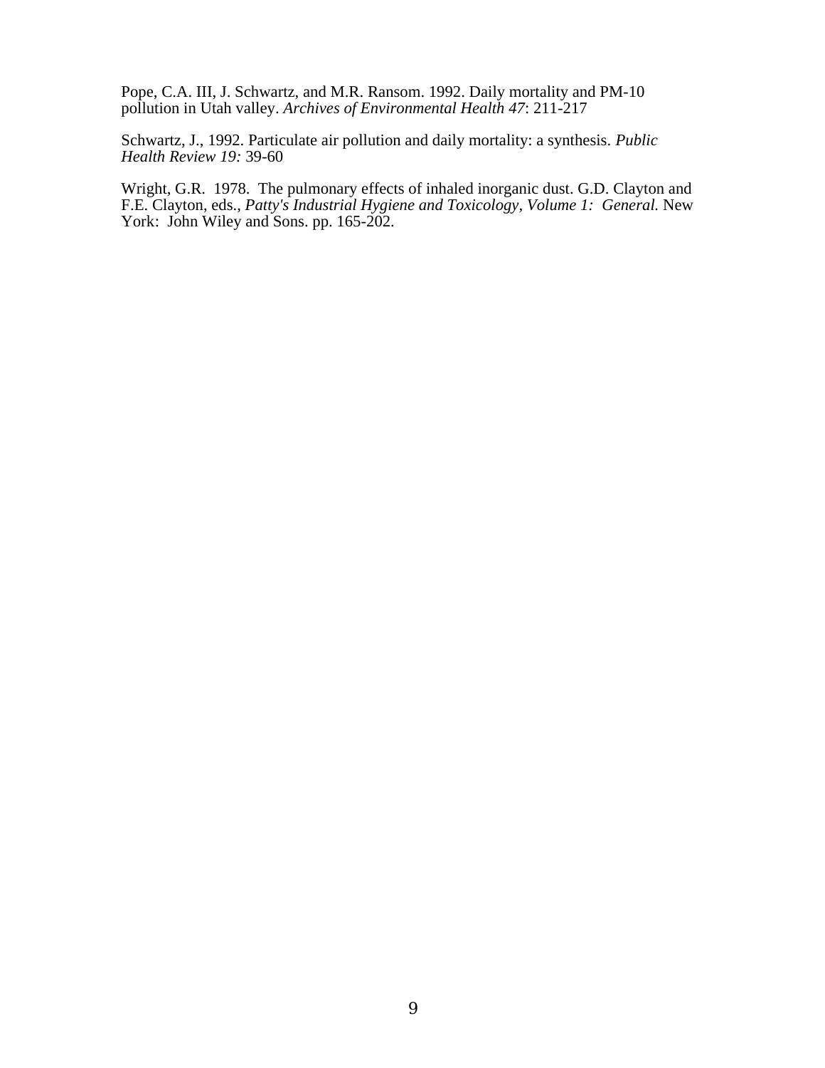Pope, C.A. III, J. Schwartz, and M.R. Ransom. 1992. Daily mortality and PM-10 pollution in Utah valley. *Archives of Environmental Health 47*: 211-217

Schwartz, J., 1992. Particulate air pollution and daily mortality: a synthesis. *Public Health Review 19:* 39-60

Wright, G.R. 1978. The pulmonary effects of inhaled inorganic dust. G.D. Clayton and F.E. Clayton, eds., *Patty's Industrial Hygiene and Toxicology, Volume 1: General.* New York: John Wiley and Sons. pp. 165-202.